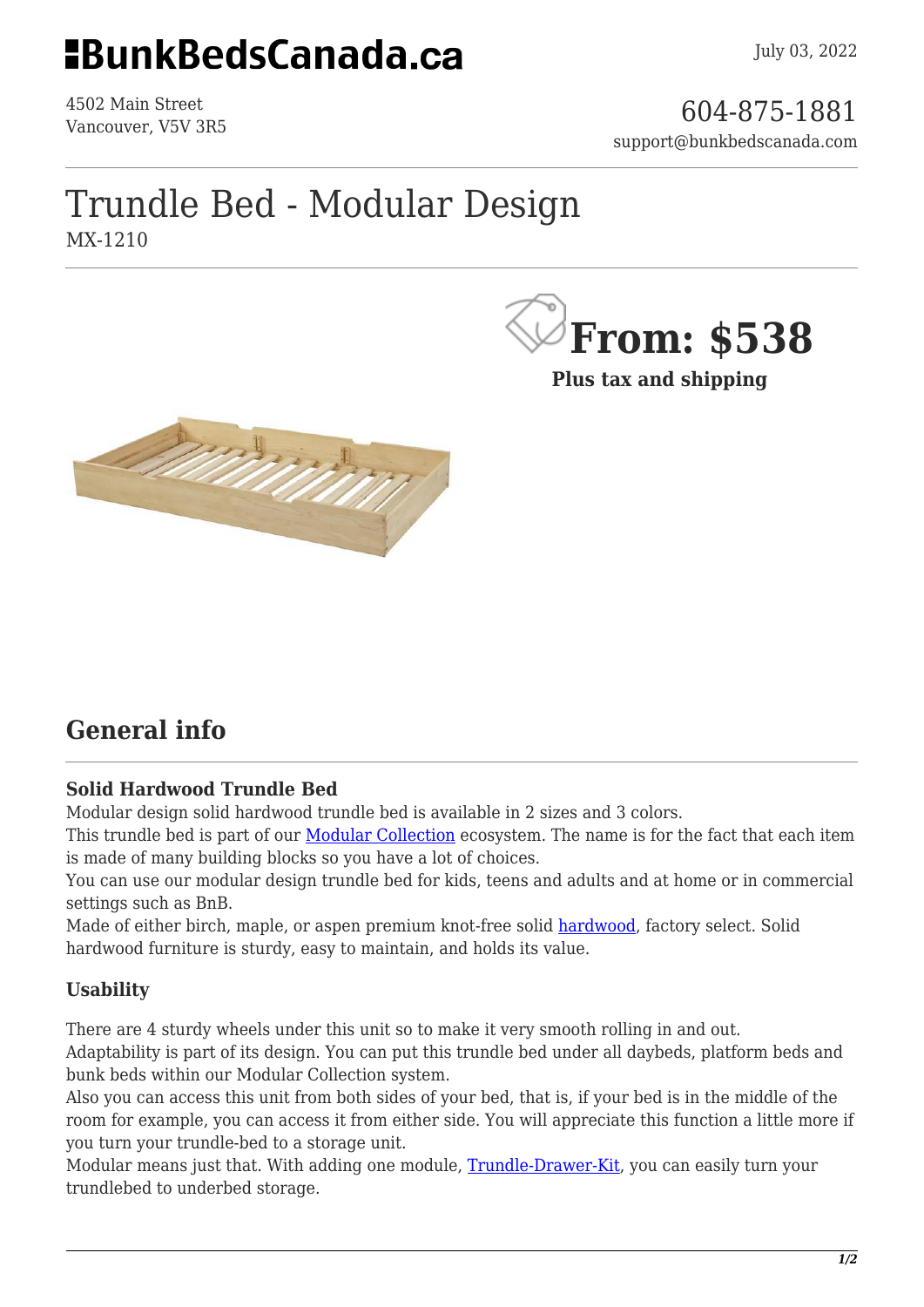# BunkBedsCanada.ca

July 03, 2022

4502 Main Street
Vancouver, V5V 3R5

604-875-1881
support@bunkbedscanada.com

# Trundle Bed - Modular Design

MX-1210

**From: $538**

**Plus tax and shipping**

## General info

### Solid Hardwood Trundle Bed

Modular design solid hardwood trundle bed is available in 2 sizes and 3 colors.
This trundle bed is part of our Modular Collection ecosystem. The name is for the fact that each item is made of many building blocks so you have a lot of choices.
You can use our modular design trundle bed for kids, teens and adults and at home or in commercial settings such as BnB.
Made of either birch, maple, or aspen premium knot-free solid hardwood, factory select. Solid hardwood furniture is sturdy, easy to maintain, and holds its value.

### Usability

There are 4 sturdy wheels under this unit so to make it very smooth rolling in and out.
Adaptability is part of its design. You can put this trundle bed under all daybeds, platform beds and bunk beds within our Modular Collection system.
Also you can access this unit from both sides of your bed, that is, if your bed is in the middle of the room for example, you can access it from either side. You will appreciate this function a little more if you turn your trundle-bed to a storage unit.
Modular means just that. With adding one module, Trundle-Drawer-Kit, you can easily turn your trundlebed to underbed storage.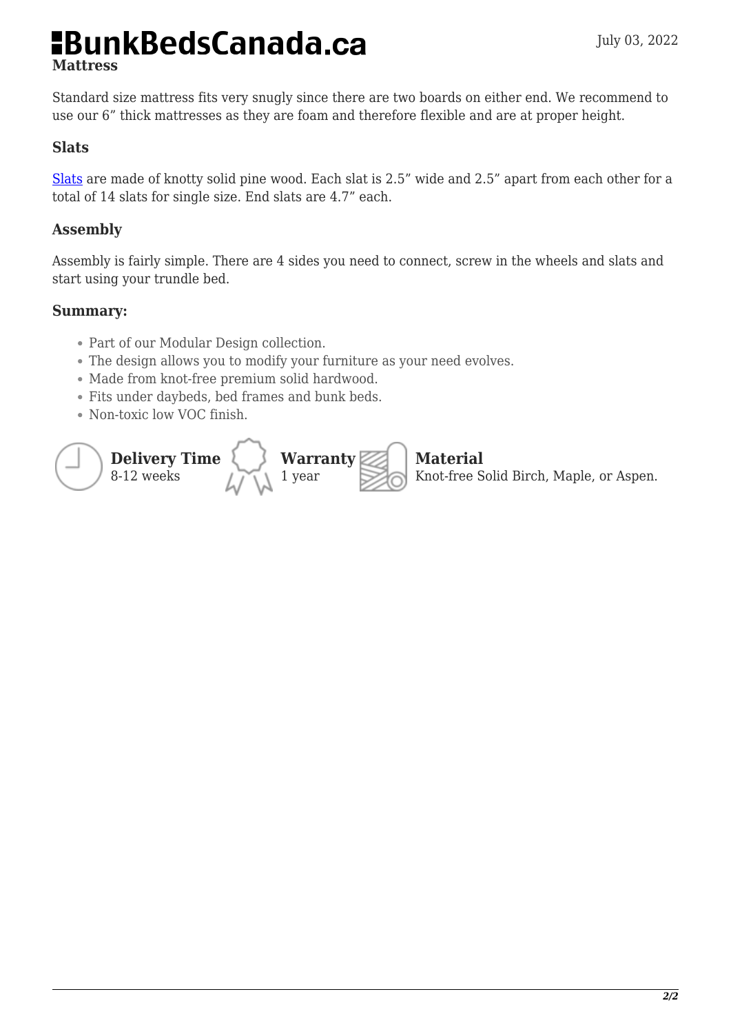### Mattress

Standard size mattress fits very snugly since there are two boards on either end. We recommend to use our 6" thick mattresses as they are foam and therefore flexible and are at proper height.

### Slats

Slats are made of knotty solid pine wood. Each slat is 2.5" wide and 2.5" apart from each other for a total of 14 slats for single size. End slats are 4.7" each.

### Assembly

Assembly is fairly simple. There are 4 sides you need to connect, screw in the wheels and slats and start using your trundle bed.

### Summary:

- Part of our Modular Design collection.
- The design allows you to modify your furniture as your need evolves.
- Made from knot-free premium solid hardwood.
- Fits under daybeds, bed frames and bunk beds.
- Non-toxic low VOC finish.

**Delivery Time**
8-12 weeks

**Warranty**
1 year

**Material**
Knot-free Solid Birch, Maple, or Aspen.